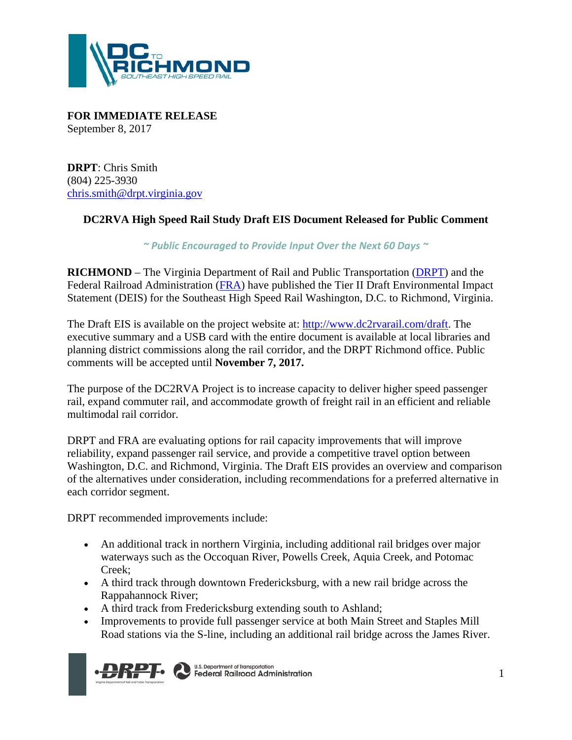**FOR IMMEDIATE RELEASE**
September 8, 2017

**DRPT**: Chris Smith
(804) 225-3930
chris.smith@drpt.virginia.gov

## DC2RVA High Speed Rail Study Draft EIS Document Released for Public Comment

*~ Public Encouraged to Provide Input Over the Next 60 Days ~*

**RICHMOND** – The Virginia Department of Rail and Public Transportation (DRPT) and the Federal Railroad Administration (FRA) have published the Tier II Draft Environmental Impact Statement (DEIS) for the Southeast High Speed Rail Washington, D.C. to Richmond, Virginia.

The Draft EIS is available on the project website at: http://www.dc2rvarail.com/draft. The executive summary and a USB card with the entire document is available at local libraries and planning district commissions along the rail corridor, and the DRPT Richmond office. Public comments will be accepted until **November 7, 2017.**

The purpose of the DC2RVA Project is to increase capacity to deliver higher speed passenger rail, expand commuter rail, and accommodate growth of freight rail in an efficient and reliable multimodal rail corridor.

DRPT and FRA are evaluating options for rail capacity improvements that will improve reliability, expand passenger rail service, and provide a competitive travel option between Washington, D.C. and Richmond, Virginia. The Draft EIS provides an overview and comparison of the alternatives under consideration, including recommendations for a preferred alternative in each corridor segment.

DRPT recommended improvements include:

- An additional track in northern Virginia, including additional rail bridges over major waterways such as the Occoquan River, Powells Creek, Aquia Creek, and Potomac Creek;
- A third track through downtown Fredericksburg, with a new rail bridge across the Rappahannock River;
- A third track from Fredericksburg extending south to Ashland;
- Improvements to provide full passenger service at both Main Street and Staples Mill Road stations via the S-line, including an additional rail bridge across the James River.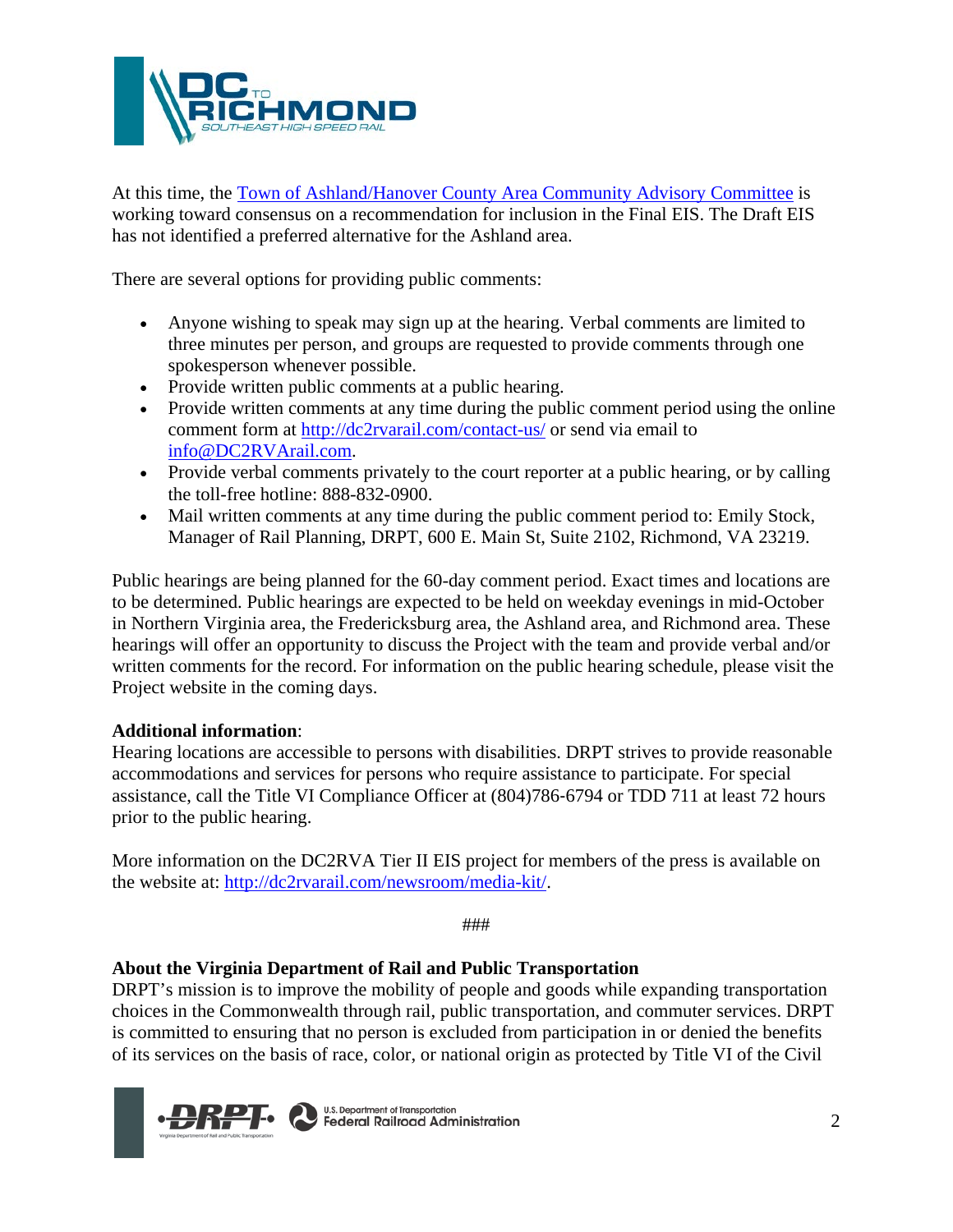At this time, the [Town of Ashland/Hanover County Area Community Advisory Committee](#) is working toward consensus on a recommendation for inclusion in the Final EIS. The Draft EIS has not identified a preferred alternative for the Ashland area.

There are several options for providing public comments:

- Anyone wishing to speak may sign up at the hearing. Verbal comments are limited to three minutes per person, and groups are requested to provide comments through one spokesperson whenever possible.
- Provide written public comments at a public hearing.
- Provide written comments at any time during the public comment period using the online comment form at http://dc2rvarail.com/contact-us/ or send via email to info@DC2RVArail.com.
- Provide verbal comments privately to the court reporter at a public hearing, or by calling the toll-free hotline: 888-832-0900.
- Mail written comments at any time during the public comment period to: Emily Stock, Manager of Rail Planning, DRPT, 600 E. Main St, Suite 2102, Richmond, VA 23219.

Public hearings are being planned for the 60-day comment period. Exact times and locations are to be determined. Public hearings are expected to be held on weekday evenings in mid-October in Northern Virginia area, the Fredericksburg area, the Ashland area, and Richmond area. These hearings will offer an opportunity to discuss the Project with the team and provide verbal and/or written comments for the record. For information on the public hearing schedule, please visit the Project website in the coming days.

**Additional information**:
Hearing locations are accessible to persons with disabilities. DRPT strives to provide reasonable accommodations and services for persons who require assistance to participate. For special assistance, call the Title VI Compliance Officer at (804)786-6794 or TDD 711 at least 72 hours prior to the public hearing.

More information on the DC2RVA Tier II EIS project for members of the press is available on the website at: http://dc2rvarail.com/newsroom/media-kit/.

###

**About the Virginia Department of Rail and Public Transportation**
DRPT's mission is to improve the mobility of people and goods while expanding transportation choices in the Commonwealth through rail, public transportation, and commuter services. DRPT is committed to ensuring that no person is excluded from participation in or denied the benefits of its services on the basis of race, color, or national origin as protected by Title VI of the Civil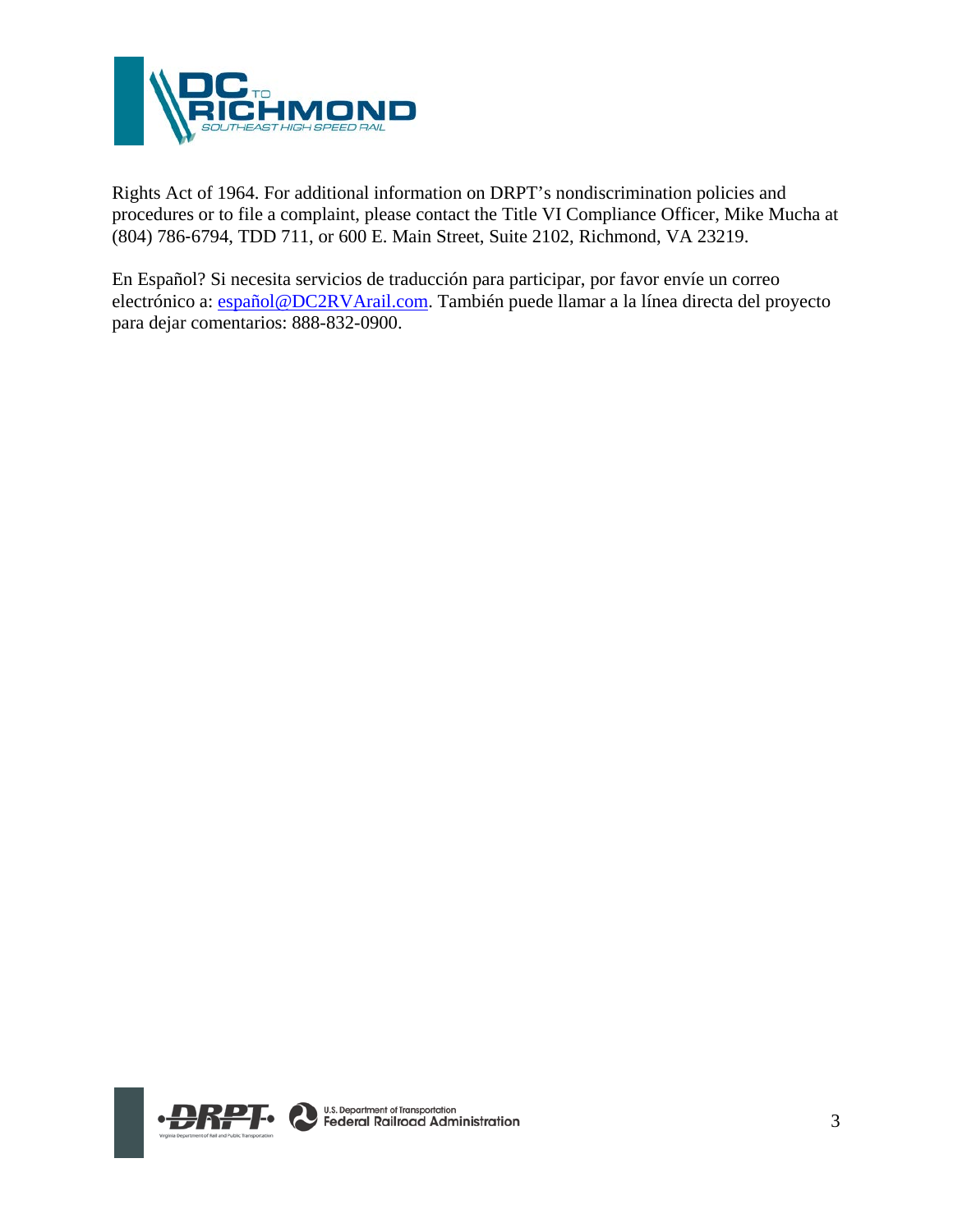Rights Act of 1964. For additional information on DRPT's nondiscrimination policies and procedures or to file a complaint, please contact the Title VI Compliance Officer, Mike Mucha at (804) 786-6794, TDD 711, or 600 E. Main Street, Suite 2102, Richmond, VA 23219.

En Español? Si necesita servicios de traducción para participar, por favor envíe un correo electrónico a: español@DC2RVArail.com. También puede llamar a la línea directa del proyecto para dejar comentarios: 888-832-0900.